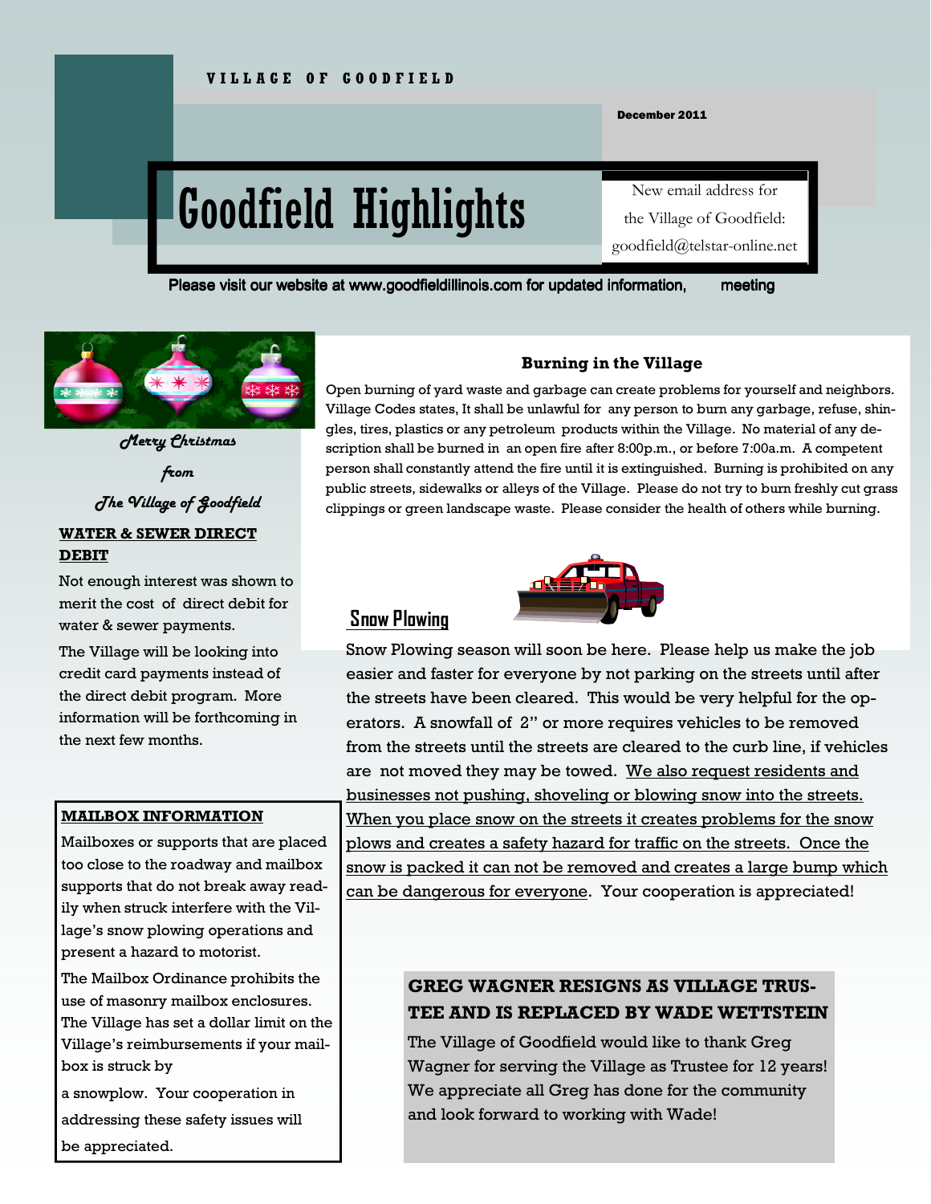VILLAGE OF GOODFIELD

December 2011

# Goodfield Highlights

New email address for the Village of Goodfield: goodfield@telstar-online.net

Please visit our website at www.goodfieldillinois.com for updated information, meeting

*Merry Christmas*

*from*

*The Village of Goodfield*

## Burning in the Village

Open burning of yard waste and garbage can create problems for yourself and neighbors. Village Codes states, It shall be unlawful for any person to burn any garbage, refuse, shingles, tires, plastics or any petroleum products within the Village. No material of any description shall be burned in an open fire after 8:00p.m., or before 7:00a.m. A competent person shall constantly attend the fire until it is extinguished. Burning is prohibited on any public streets, sidewalks or alleys of the Village. Please do not try to burn freshly cut grass clippings or green landscape waste. Please consider the health of others while burning.

## WATER & SEWER DIRECT DEBIT

Not enough interest was shown to merit the cost of direct debit for water & sewer payments.

The Village will be looking into credit card payments instead of the direct debit program. More information will be forthcoming in the next few months.

## Snow Plowing

Snow Plowing season will soon be here. Please help us make the job easier and faster for everyone by not parking on the streets until after the streets have been cleared. This would be very helpful for the operators. A snowfall of 2" or more requires vehicles to be removed from the streets until the streets are cleared to the curb line, if vehicles are not moved they may be towed. We also request residents and businesses not pushing, shoveling or blowing snow into the streets. When you place snow on the streets it creates problems for the snow plows and creates a safety hazard for traffic on the streets. Once the snow is packed it can not be removed and creates a large bump which can be dangerous for everyone. Your cooperation is appreciated!

## MAILBOX INFORMATION

Mailboxes or supports that are placed too close to the roadway and mailbox supports that do not break away readily when struck interfere with the Village's snow plowing operations and present a hazard to motorist.

The Mailbox Ordinance prohibits the use of masonry mailbox enclosures. The Village has set a dollar limit on the Village's reimbursements if your mailbox is struck by a snowplow. Your cooperation in addressing these safety issues will be appreciated.

## GREG WAGNER RESIGNS AS VILLAGE TRUSTEE AND IS REPLACED BY WADE WETTSTEIN

The Village of Goodfield would like to thank Greg Wagner for serving the Village as Trustee for 12 years! We appreciate all Greg has done for the community and look forward to working with Wade!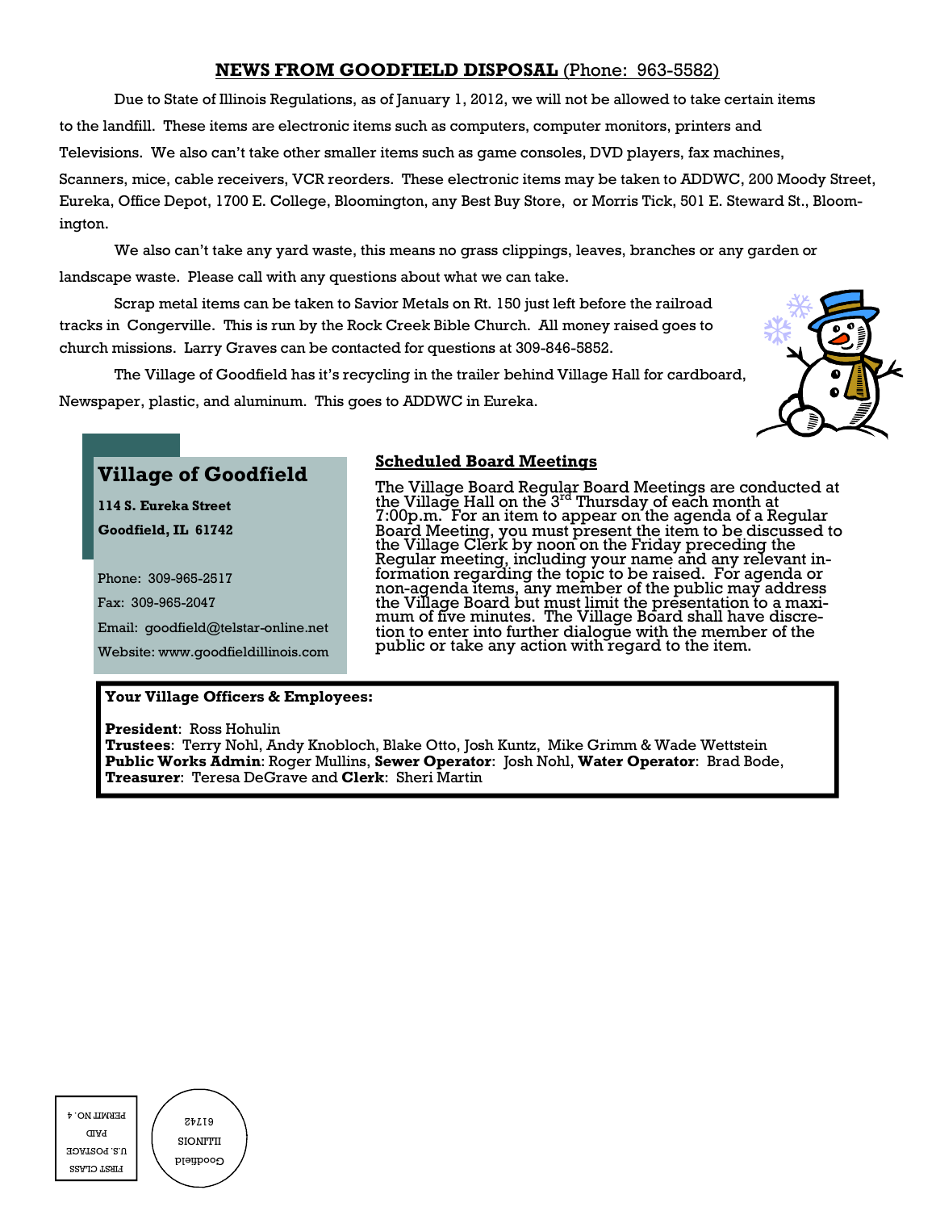## NEWS FROM GOODFIELD DISPOSAL (Phone: 963-5582)

Due to State of Illinois Regulations, as of January 1, 2012, we will not be allowed to take certain items to the landfill. These items are electronic items such as computers, computer monitors, printers and Televisions. We also can't take other smaller items such as game consoles, DVD players, fax machines, Scanners, mice, cable receivers, VCR reorders. These electronic items may be taken to ADDWC, 200 Moody Street, Eureka, Office Depot, 1700 E. College, Bloomington, any Best Buy Store, or Morris Tick, 501 E. Steward St., Bloomington.

We also can't take any yard waste, this means no grass clippings, leaves, branches or any garden or landscape waste. Please call with any questions about what we can take.

Scrap metal items can be taken to Savior Metals on Rt. 150 just left before the railroad tracks in Congerville. This is run by the Rock Creek Bible Church. All money raised goes to church missions. Larry Graves can be contacted for questions at 309-846-5852.

The Village of Goodfield has it's recycling in the trailer behind Village Hall for cardboard, Newspaper, plastic, and aluminum. This goes to ADDWC in Eureka.

### Village of Goodfield

**114 S. Eureka Street**
**Goodfield, IL 61742**

Phone: 309-965-2517
Fax: 309-965-2047
Email: goodfield@telstar-online.net
Website: www.goodfieldillinois.com

### Scheduled Board Meetings

The Village Board Regular Board Meetings are conducted at the Village Hall on the 3rd Thursday of each month at 7:00p.m. For an item to appear on the agenda of a Regular Board Meeting, you must present the item to be discussed to the Village Clerk by noon on the Friday preceding the Regular meeting, including your name and any relevant information regarding the topic to be raised. For agenda or non-agenda items, any member of the public may address the Village Board but must limit the presentation to a maximum of five minutes. The Village Board shall have discretion to enter into further dialogue with the member of the public or take any action with regard to the item.

**Your Village Officers & Employees:**

**President**: Ross Hohulin
**Trustees**: Terry Nohl, Andy Knobloch, Blake Otto, Josh Kuntz, Mike Grimm & Wade Wettstein
**Public Works Admin**: Roger Mullins, **Sewer Operator**: Josh Nohl, **Water Operator**: Brad Bode, **Treasurer**: Teresa DeGrave and **Clerk**: Sheri Martin

FIRST CLASS
U.S. POSTAGE
PAID
PERMIT NO. 4

Goodfield
ILLINOIS
61742